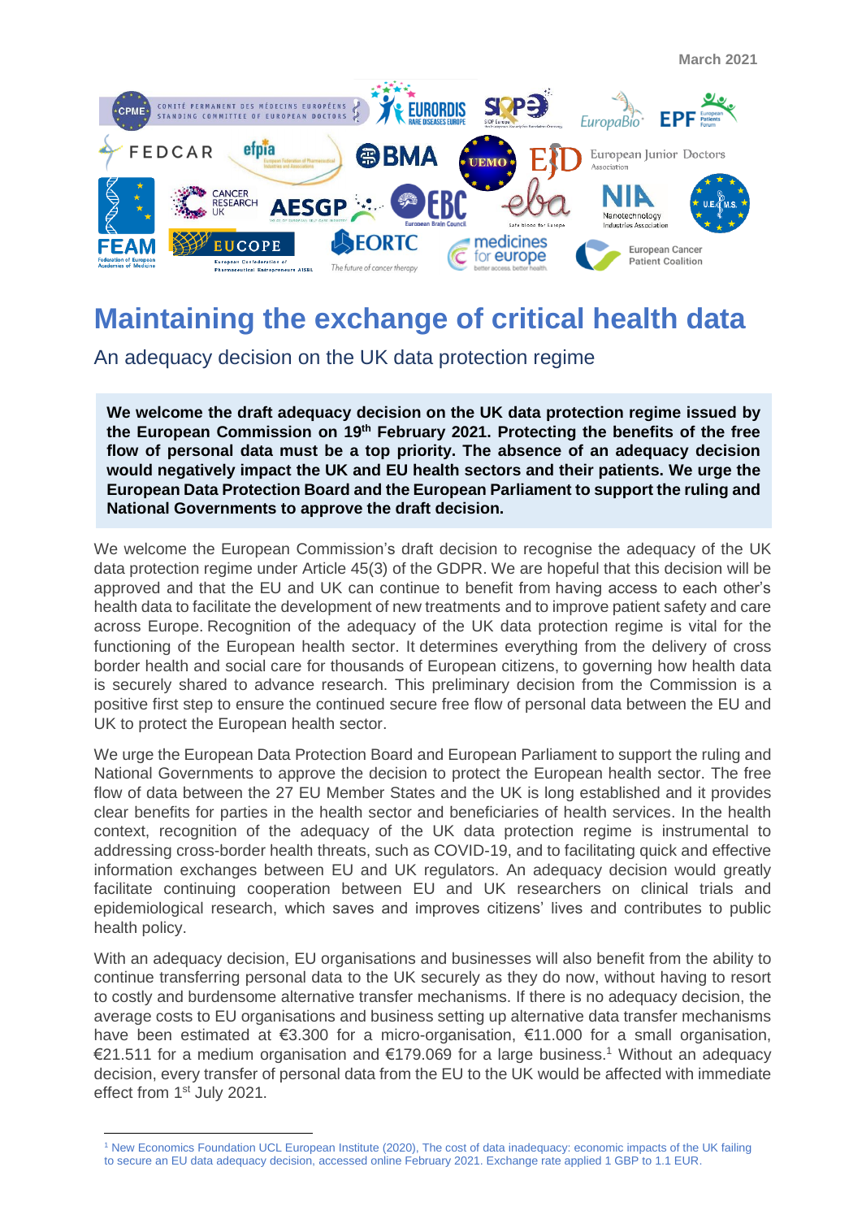March 2021

# Maintaining the exchange of critical health data

## An adequacy decision on the UK data protection regime

**We welcome the draft adequacy decision on the UK data protection regime issued by the European Commission on 19th February 2021. Protecting the benefits of the free flow of personal data must be a top priority. The absence of an adequacy decision would negatively impact the UK and EU health sectors and their patients. We urge the European Data Protection Board and the European Parliament to support the ruling and National Governments to approve the draft decision.**

We welcome the European Commission's draft decision to recognise the adequacy of the UK data protection regime under Article 45(3) of the GDPR. We are hopeful that this decision will be approved and that the EU and UK can continue to benefit from having access to each other's health data to facilitate the development of new treatments and to improve patient safety and care across Europe. Recognition of the adequacy of the UK data protection regime is vital for the functioning of the European health sector. It determines everything from the delivery of cross border health and social care for thousands of European citizens, to governing how health data is securely shared to advance research. This preliminary decision from the Commission is a positive first step to ensure the continued secure free flow of personal data between the EU and UK to protect the European health sector.

We urge the European Data Protection Board and European Parliament to support the ruling and National Governments to approve the decision to protect the European health sector. The free flow of data between the 27 EU Member States and the UK is long established and it provides clear benefits for parties in the health sector and beneficiaries of health services. In the health context, recognition of the adequacy of the UK data protection regime is instrumental to addressing cross-border health threats, such as COVID-19, and to facilitating quick and effective information exchanges between EU and UK regulators. An adequacy decision would greatly facilitate continuing cooperation between EU and UK researchers on clinical trials and epidemiological research, which saves and improves citizens' lives and contributes to public health policy.

With an adequacy decision, EU organisations and businesses will also benefit from the ability to continue transferring personal data to the UK securely as they do now, without having to resort to costly and burdensome alternative transfer mechanisms. If there is no adequacy decision, the average costs to EU organisations and business setting up alternative data transfer mechanisms have been estimated at €3.300 for a micro-organisation, €11.000 for a small organisation, €21.511 for a medium organisation and €179.069 for a large business.[1] Without an adequacy decision, every transfer of personal data from the EU to the UK would be affected with immediate effect from 1st July 2021.

[1] New Economics Foundation UCL European Institute (2020), The cost of data inadequacy: economic impacts of the UK failing to secure an EU data adequacy decision, accessed online February 2021. Exchange rate applied 1 GBP to 1.1 EUR.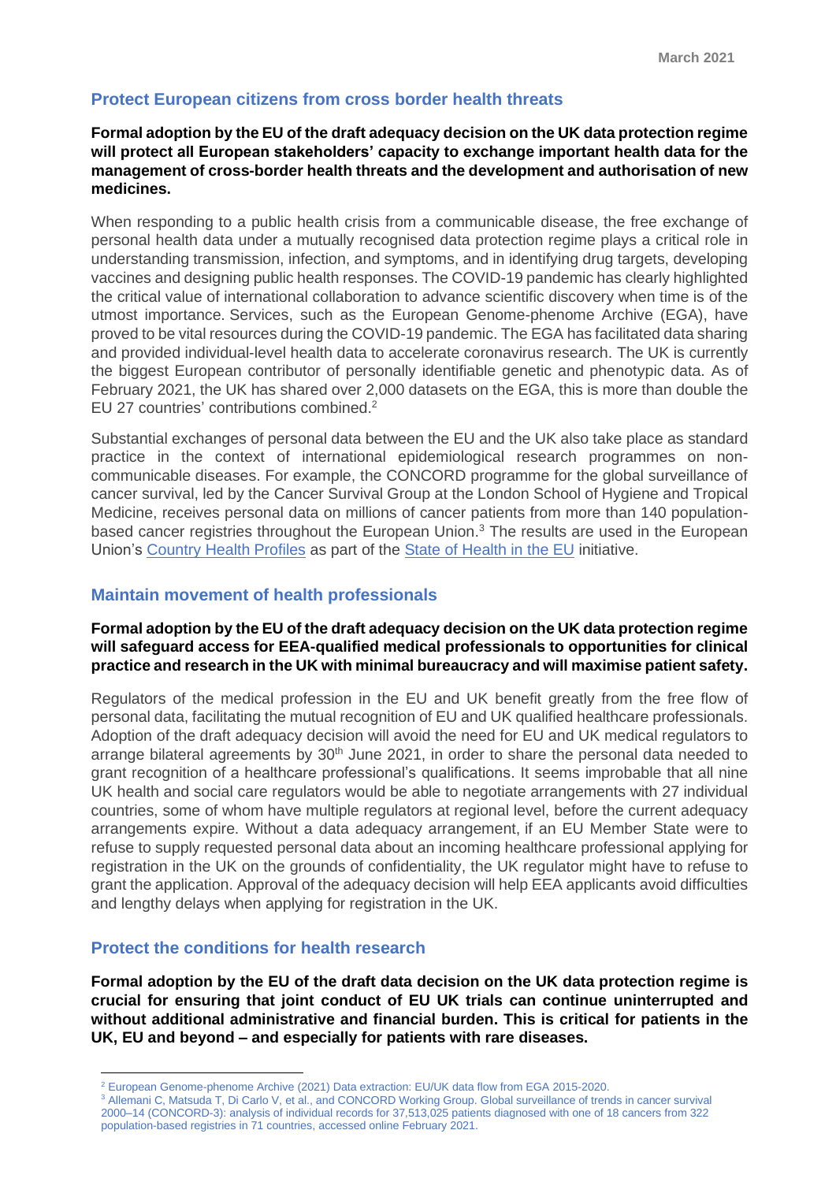## Protect European citizens from cross border health threats

**Formal adoption by the EU of the draft adequacy decision on the UK data protection regime will protect all European stakeholders' capacity to exchange important health data for the management of cross-border health threats and the development and authorisation of new medicines.**

When responding to a public health crisis from a communicable disease, the free exchange of personal health data under a mutually recognised data protection regime plays a critical role in understanding transmission, infection, and symptoms, and in identifying drug targets, developing vaccines and designing public health responses. The COVID-19 pandemic has clearly highlighted the critical value of international collaboration to advance scientific discovery when time is of the utmost importance. Services, such as the European Genome-phenome Archive (EGA), have proved to be vital resources during the COVID-19 pandemic. The EGA has facilitated data sharing and provided individual-level health data to accelerate coronavirus research. The UK is currently the biggest European contributor of personally identifiable genetic and phenotypic data. As of February 2021, the UK has shared over 2,000 datasets on the EGA, this is more than double the EU 27 countries' contributions combined.[2]

Substantial exchanges of personal data between the EU and the UK also take place as standard practice in the context of international epidemiological research programmes on non-communicable diseases. For example, the CONCORD programme for the global surveillance of cancer survival, led by the Cancer Survival Group at the London School of Hygiene and Tropical Medicine, receives personal data on millions of cancer patients from more than 140 population-based cancer registries throughout the European Union.[3] The results are used in the European Union's Country Health Profiles as part of the State of Health in the EU initiative.

## Maintain movement of health professionals

**Formal adoption by the EU of the draft adequacy decision on the UK data protection regime will safeguard access for EEA-qualified medical professionals to opportunities for clinical practice and research in the UK with minimal bureaucracy and will maximise patient safety.**

Regulators of the medical profession in the EU and UK benefit greatly from the free flow of personal data, facilitating the mutual recognition of EU and UK qualified healthcare professionals. Adoption of the draft adequacy decision will avoid the need for EU and UK medical regulators to arrange bilateral agreements by 30th June 2021, in order to share the personal data needed to grant recognition of a healthcare professional's qualifications. It seems improbable that all nine UK health and social care regulators would be able to negotiate arrangements with 27 individual countries, some of whom have multiple regulators at regional level, before the current adequacy arrangements expire. Without a data adequacy arrangement, if an EU Member State were to refuse to supply requested personal data about an incoming healthcare professional applying for registration in the UK on the grounds of confidentiality, the UK regulator might have to refuse to grant the application. Approval of the adequacy decision will help EEA applicants avoid difficulties and lengthy delays when applying for registration in the UK.

## Protect the conditions for health research

**Formal adoption by the EU of the draft data decision on the UK data protection regime is crucial for ensuring that joint conduct of EU UK trials can continue uninterrupted and without additional administrative and financial burden. This is critical for patients in the UK, EU and beyond – and especially for patients with rare diseases.**

---

[2] European Genome-phenome Archive (2021) Data extraction: EU/UK data flow from EGA 2015-2020.

[3] Allemani C, Matsuda T, Di Carlo V, et al., and CONCORD Working Group. Global surveillance of trends in cancer survival 2000–14 (CONCORD-3): analysis of individual records for 37,513,025 patients diagnosed with one of 18 cancers from 322 population-based registries in 71 countries, accessed online February 2021.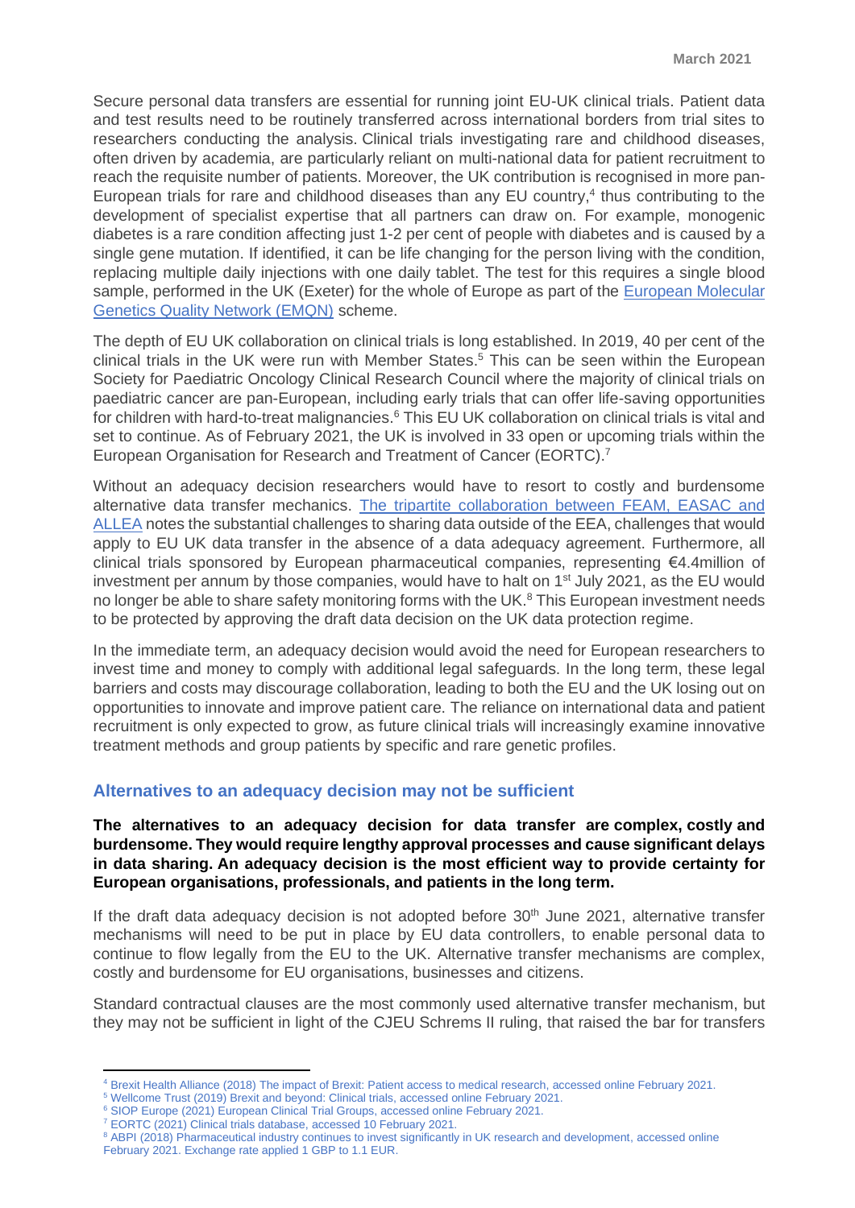Secure personal data transfers are essential for running joint EU-UK clinical trials. Patient data and test results need to be routinely transferred across international borders from trial sites to researchers conducting the analysis. Clinical trials investigating rare and childhood diseases, often driven by academia, are particularly reliant on multi-national data for patient recruitment to reach the requisite number of patients. Moreover, the UK contribution is recognised in more pan-European trials for rare and childhood diseases than any EU country,[4] thus contributing to the development of specialist expertise that all partners can draw on. For example, monogenic diabetes is a rare condition affecting just 1-2 per cent of people with diabetes and is caused by a single gene mutation. If identified, it can be life changing for the person living with the condition, replacing multiple daily injections with one daily tablet. The test for this requires a single blood sample, performed in the UK (Exeter) for the whole of Europe as part of the European Molecular Genetics Quality Network (EMQN) scheme.

The depth of EU UK collaboration on clinical trials is long established. In 2019, 40 per cent of the clinical trials in the UK were run with Member States.[5] This can be seen within the European Society for Paediatric Oncology Clinical Research Council where the majority of clinical trials on paediatric cancer are pan-European, including early trials that can offer life-saving opportunities for children with hard-to-treat malignancies.[6] This EU UK collaboration on clinical trials is vital and set to continue. As of February 2021, the UK is involved in 33 open or upcoming trials within the European Organisation for Research and Treatment of Cancer (EORTC).[7]

Without an adequacy decision researchers would have to resort to costly and burdensome alternative data transfer mechanics. The tripartite collaboration between FEAM, EASAC and ALLEA notes the substantial challenges to sharing data outside of the EEA, challenges that would apply to EU UK data transfer in the absence of a data adequacy agreement. Furthermore, all clinical trials sponsored by European pharmaceutical companies, representing €4.4million of investment per annum by those companies, would have to halt on 1st July 2021, as the EU would no longer be able to share safety monitoring forms with the UK.[8] This European investment needs to be protected by approving the draft data decision on the UK data protection regime.

In the immediate term, an adequacy decision would avoid the need for European researchers to invest time and money to comply with additional legal safeguards. In the long term, these legal barriers and costs may discourage collaboration, leading to both the EU and the UK losing out on opportunities to innovate and improve patient care. The reliance on international data and patient recruitment is only expected to grow, as future clinical trials will increasingly examine innovative treatment methods and group patients by specific and rare genetic profiles.

## Alternatives to an adequacy decision may not be sufficient

**The alternatives to an adequacy decision for data transfer are complex, costly and burdensome. They would require lengthy approval processes and cause significant delays in data sharing. An adequacy decision is the most efficient way to provide certainty for European organisations, professionals, and patients in the long term.**

If the draft data adequacy decision is not adopted before 30th June 2021, alternative transfer mechanisms will need to be put in place by EU data controllers, to enable personal data to continue to flow legally from the EU to the UK. Alternative transfer mechanisms are complex, costly and burdensome for EU organisations, businesses and citizens.

Standard contractual clauses are the most commonly used alternative transfer mechanism, but they may not be sufficient in light of the CJEU Schrems II ruling, that raised the bar for transfers

---

[4] Brexit Health Alliance (2018) The impact of Brexit: Patient access to medical research, accessed online February 2021.

[5] Wellcome Trust (2019) Brexit and beyond: Clinical trials, accessed online February 2021.

[6] SIOP Europe (2021) European Clinical Trial Groups, accessed online February 2021.

[7] EORTC (2021) Clinical trials database, accessed 10 February 2021.

[8] ABPI (2018) Pharmaceutical industry continues to invest significantly in UK research and development, accessed online February 2021. Exchange rate applied 1 GBP to 1.1 EUR.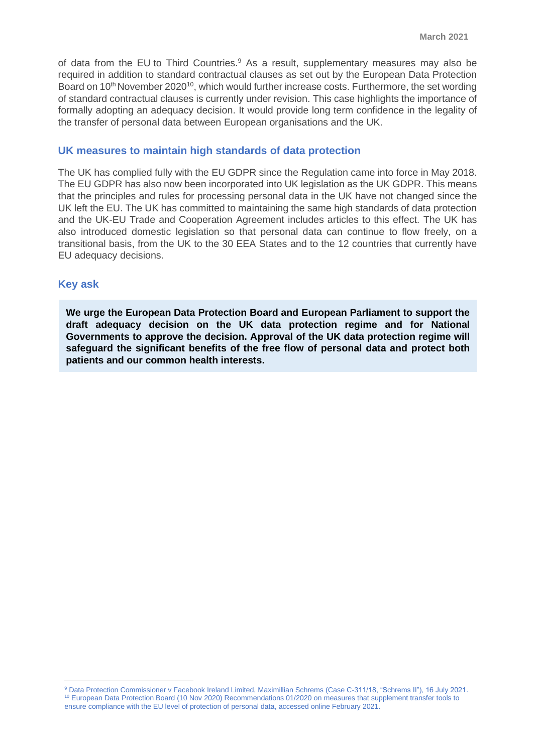of data from the EU to Third Countries.[9] As a result, supplementary measures may also be required in addition to standard contractual clauses as set out by the European Data Protection Board on 10th November 2020[10], which would further increase costs. Furthermore, the set wording of standard contractual clauses is currently under revision. This case highlights the importance of formally adopting an adequacy decision. It would provide long term confidence in the legality of the transfer of personal data between European organisations and the UK.

## UK measures to maintain high standards of data protection

The UK has complied fully with the EU GDPR since the Regulation came into force in May 2018. The EU GDPR has also now been incorporated into UK legislation as the UK GDPR. This means that the principles and rules for processing personal data in the UK have not changed since the UK left the EU. The UK has committed to maintaining the same high standards of data protection and the UK-EU Trade and Cooperation Agreement includes articles to this effect. The UK has also introduced domestic legislation so that personal data can continue to flow freely, on a transitional basis, from the UK to the 30 EEA States and to the 12 countries that currently have EU adequacy decisions.

## Key ask

**We urge the European Data Protection Board and European Parliament to support the draft adequacy decision on the UK data protection regime and for National Governments to approve the decision. Approval of the UK data protection regime will safeguard the significant benefits of the free flow of personal data and protect both patients and our common health interests.**

---

[9] Data Protection Commissioner v Facebook Ireland Limited, Maximillian Schrems (Case C-311/18, "Schrems II"), 16 July 2021.

[10] European Data Protection Board (10 Nov 2020) Recommendations 01/2020 on measures that supplement transfer tools to ensure compliance with the EU level of protection of personal data, accessed online February 2021.